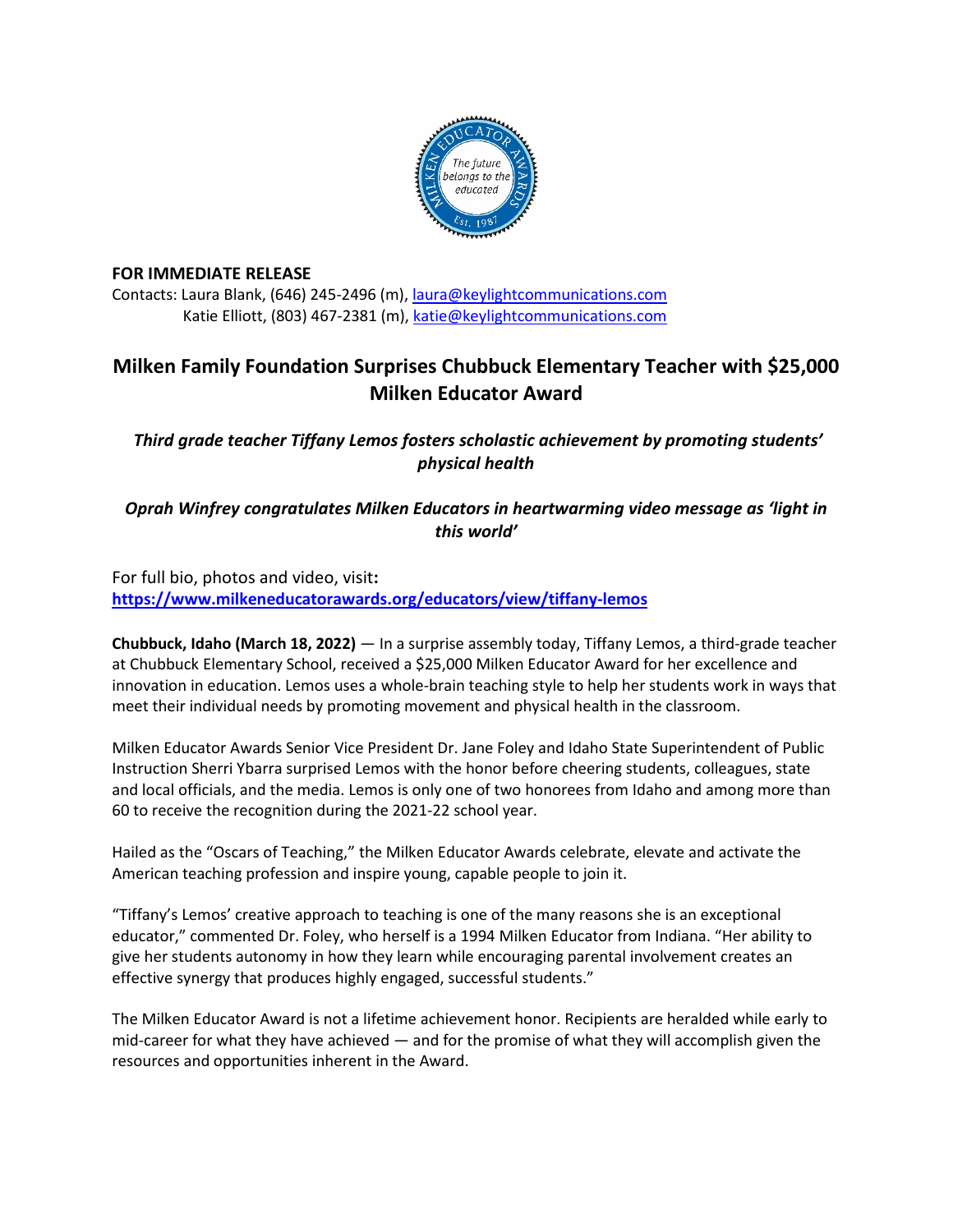**FOR IMMEDIATE RELEASE**
Contacts: Laura Blank, (646) 245-2496 (m), laura@keylightcommunications.com
Katie Elliott, (803) 467-2381 (m), katie@keylightcommunications.com

# Milken Family Foundation Surprises Chubbuck Elementary Teacher with $25,000 Milken Educator Award

### *Third grade teacher Tiffany Lemos fosters scholastic achievement by promoting students' physical health*

### *Oprah Winfrey congratulates Milken Educators in heartwarming video message as 'light in this world'*

For full bio, photos and video, visit**:**
**https://www.milkeneducatorawards.org/educators/view/tiffany-lemos**

**Chubbuck, Idaho (March 18, 2022)** — In a surprise assembly today, Tiffany Lemos, a third-grade teacher at Chubbuck Elementary School, received a $25,000 Milken Educator Award for her excellence and innovation in education. Lemos uses a whole-brain teaching style to help her students work in ways that meet their individual needs by promoting movement and physical health in the classroom.

Milken Educator Awards Senior Vice President Dr. Jane Foley and Idaho State Superintendent of Public Instruction Sherri Ybarra surprised Lemos with the honor before cheering students, colleagues, state and local officials, and the media. Lemos is only one of two honorees from Idaho and among more than 60 to receive the recognition during the 2021-22 school year.

Hailed as the "Oscars of Teaching," the Milken Educator Awards celebrate, elevate and activate the American teaching profession and inspire young, capable people to join it.

"Tiffany's Lemos' creative approach to teaching is one of the many reasons she is an exceptional educator," commented Dr. Foley, who herself is a 1994 Milken Educator from Indiana. "Her ability to give her students autonomy in how they learn while encouraging parental involvement creates an effective synergy that produces highly engaged, successful students."

The Milken Educator Award is not a lifetime achievement honor. Recipients are heralded while early to mid-career for what they have achieved — and for the promise of what they will accomplish given the resources and opportunities inherent in the Award.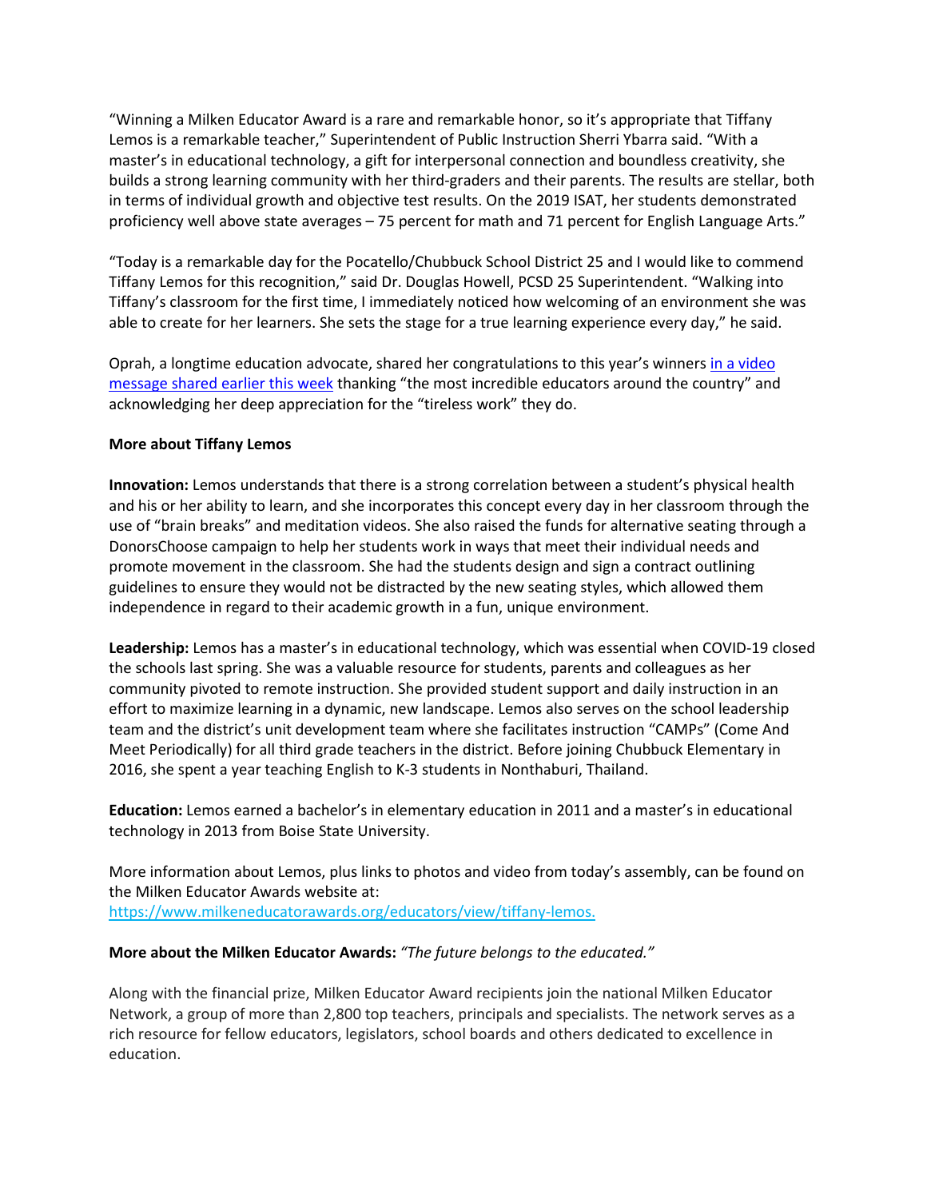"Winning a Milken Educator Award is a rare and remarkable honor, so it's appropriate that Tiffany Lemos is a remarkable teacher," Superintendent of Public Instruction Sherri Ybarra said. "With a master's in educational technology, a gift for interpersonal connection and boundless creativity, she builds a strong learning community with her third-graders and their parents. The results are stellar, both in terms of individual growth and objective test results. On the 2019 ISAT, her students demonstrated proficiency well above state averages – 75 percent for math and 71 percent for English Language Arts."

"Today is a remarkable day for the Pocatello/Chubbuck School District 25 and I would like to commend Tiffany Lemos for this recognition," said Dr. Douglas Howell, PCSD 25 Superintendent. "Walking into Tiffany's classroom for the first time, I immediately noticed how welcoming of an environment she was able to create for her learners. She sets the stage for a true learning experience every day," he said.

Oprah, a longtime education advocate, shared her congratulations to this year's winners in a video message shared earlier this week thanking "the most incredible educators around the country" and acknowledging her deep appreciation for the "tireless work" they do.

**More about Tiffany Lemos**

**Innovation:** Lemos understands that there is a strong correlation between a student's physical health and his or her ability to learn, and she incorporates this concept every day in her classroom through the use of "brain breaks" and meditation videos. She also raised the funds for alternative seating through a DonorsChoose campaign to help her students work in ways that meet their individual needs and promote movement in the classroom. She had the students design and sign a contract outlining guidelines to ensure they would not be distracted by the new seating styles, which allowed them independence in regard to their academic growth in a fun, unique environment.

**Leadership:** Lemos has a master's in educational technology, which was essential when COVID-19 closed the schools last spring. She was a valuable resource for students, parents and colleagues as her community pivoted to remote instruction. She provided student support and daily instruction in an effort to maximize learning in a dynamic, new landscape. Lemos also serves on the school leadership team and the district's unit development team where she facilitates instruction "CAMPs" (Come And Meet Periodically) for all third grade teachers in the district. Before joining Chubbuck Elementary in 2016, she spent a year teaching English to K-3 students in Nonthaburi, Thailand.

**Education:** Lemos earned a bachelor's in elementary education in 2011 and a master's in educational technology in 2013 from Boise State University.

More information about Lemos, plus links to photos and video from today's assembly, can be found on the Milken Educator Awards website at:
https://www.milkeneducatorawards.org/educators/view/tiffany-lemos.

**More about the Milken Educator Awards:** *"The future belongs to the educated."*

Along with the financial prize, Milken Educator Award recipients join the national Milken Educator Network, a group of more than 2,800 top teachers, principals and specialists. The network serves as a rich resource for fellow educators, legislators, school boards and others dedicated to excellence in education.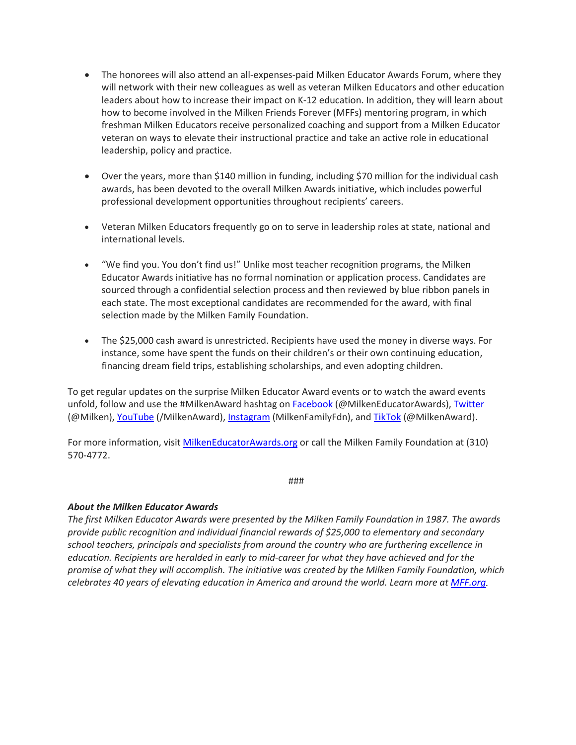- The honorees will also attend an all-expenses-paid Milken Educator Awards Forum, where they will network with their new colleagues as well as veteran Milken Educators and other education leaders about how to increase their impact on K-12 education. In addition, they will learn about how to become involved in the Milken Friends Forever (MFFs) mentoring program, in which freshman Milken Educators receive personalized coaching and support from a Milken Educator veteran on ways to elevate their instructional practice and take an active role in educational leadership, policy and practice.

- Over the years, more than $140 million in funding, including $70 million for the individual cash awards, has been devoted to the overall Milken Awards initiative, which includes powerful professional development opportunities throughout recipients' careers.

- Veteran Milken Educators frequently go on to serve in leadership roles at state, national and international levels.

- "We find you. You don't find us!" Unlike most teacher recognition programs, the Milken Educator Awards initiative has no formal nomination or application process. Candidates are sourced through a confidential selection process and then reviewed by blue ribbon panels in each state. The most exceptional candidates are recommended for the award, with final selection made by the Milken Family Foundation.

- The $25,000 cash award is unrestricted. Recipients have used the money in diverse ways. For instance, some have spent the funds on their children's or their own continuing education, financing dream field trips, establishing scholarships, and even adopting children.

To get regular updates on the surprise Milken Educator Award events or to watch the award events unfold, follow and use the #MilkenAward hashtag on Facebook (@MilkenEducatorAwards), Twitter (@Milken), YouTube (/MilkenAward), Instagram (MilkenFamilyFdn), and TikTok (@MilkenAward).

For more information, visit MilkenEducatorAwards.org or call the Milken Family Foundation at (310) 570-4772.

###

***About the Milken Educator Awards***

*The first Milken Educator Awards were presented by the Milken Family Foundation in 1987. The awards provide public recognition and individual financial rewards of $25,000 to elementary and secondary school teachers, principals and specialists from around the country who are furthering excellence in education. Recipients are heralded in early to mid-career for what they have achieved and for the promise of what they will accomplish. The initiative was created by the Milken Family Foundation, which celebrates 40 years of elevating education in America and around the world. Learn more at MFF.org.*